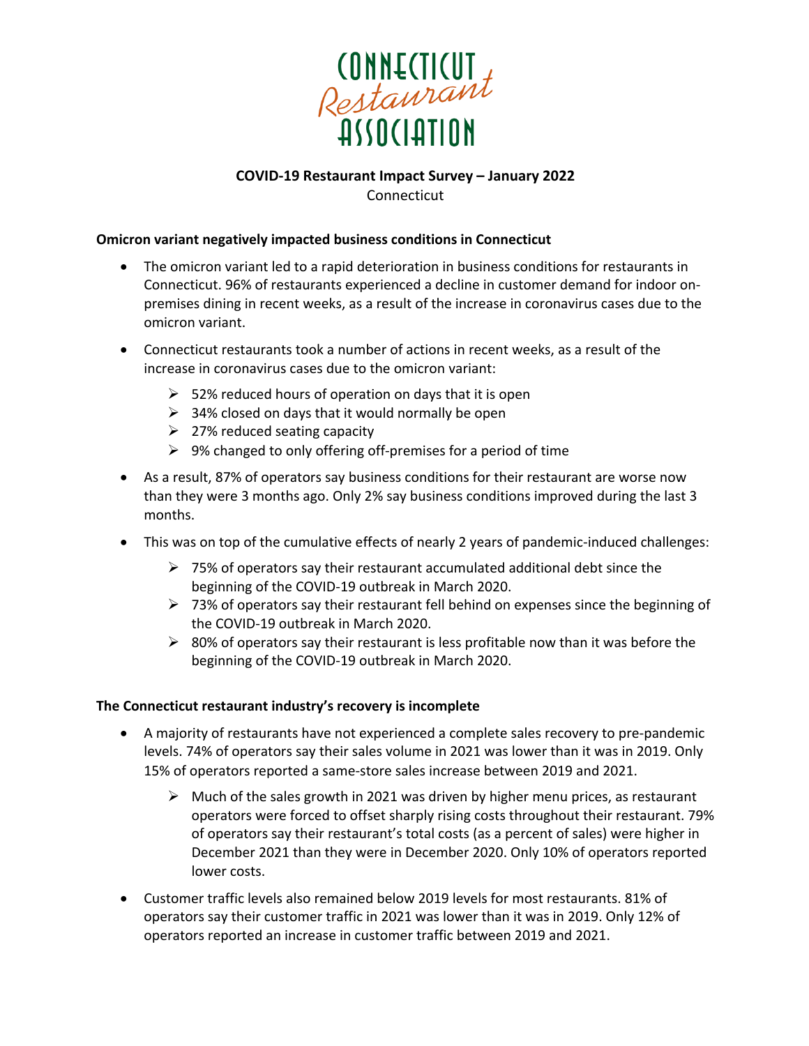**CONNECTICUT Restaurant ASSOCIATION**

**COVID-19 Restaurant Impact Survey – January 2022**

Connecticut

**Omicron variant negatively impacted business conditions in Connecticut**

- The omicron variant led to a rapid deterioration in business conditions for restaurants in Connecticut. 96% of restaurants experienced a decline in customer demand for indoor on-premises dining in recent weeks, as a result of the increase in coronavirus cases due to the omicron variant.
- Connecticut restaurants took a number of actions in recent weeks, as a result of the increase in coronavirus cases due to the omicron variant:
  - 52% reduced hours of operation on days that it is open
  - 34% closed on days that it would normally be open
  - 27% reduced seating capacity
  - 9% changed to only offering off-premises for a period of time
- As a result, 87% of operators say business conditions for their restaurant are worse now than they were 3 months ago. Only 2% say business conditions improved during the last 3 months.
- This was on top of the cumulative effects of nearly 2 years of pandemic-induced challenges:
  - 75% of operators say their restaurant accumulated additional debt since the beginning of the COVID-19 outbreak in March 2020.
  - 73% of operators say their restaurant fell behind on expenses since the beginning of the COVID-19 outbreak in March 2020.
  - 80% of operators say their restaurant is less profitable now than it was before the beginning of the COVID-19 outbreak in March 2020.

**The Connecticut restaurant industry's recovery is incomplete**

- A majority of restaurants have not experienced a complete sales recovery to pre-pandemic levels. 74% of operators say their sales volume in 2021 was lower than it was in 2019. Only 15% of operators reported a same-store sales increase between 2019 and 2021.
  - Much of the sales growth in 2021 was driven by higher menu prices, as restaurant operators were forced to offset sharply rising costs throughout their restaurant. 79% of operators say their restaurant's total costs (as a percent of sales) were higher in December 2021 than they were in December 2020. Only 10% of operators reported lower costs.
- Customer traffic levels also remained below 2019 levels for most restaurants. 81% of operators say their customer traffic in 2021 was lower than it was in 2019. Only 12% of operators reported an increase in customer traffic between 2019 and 2021.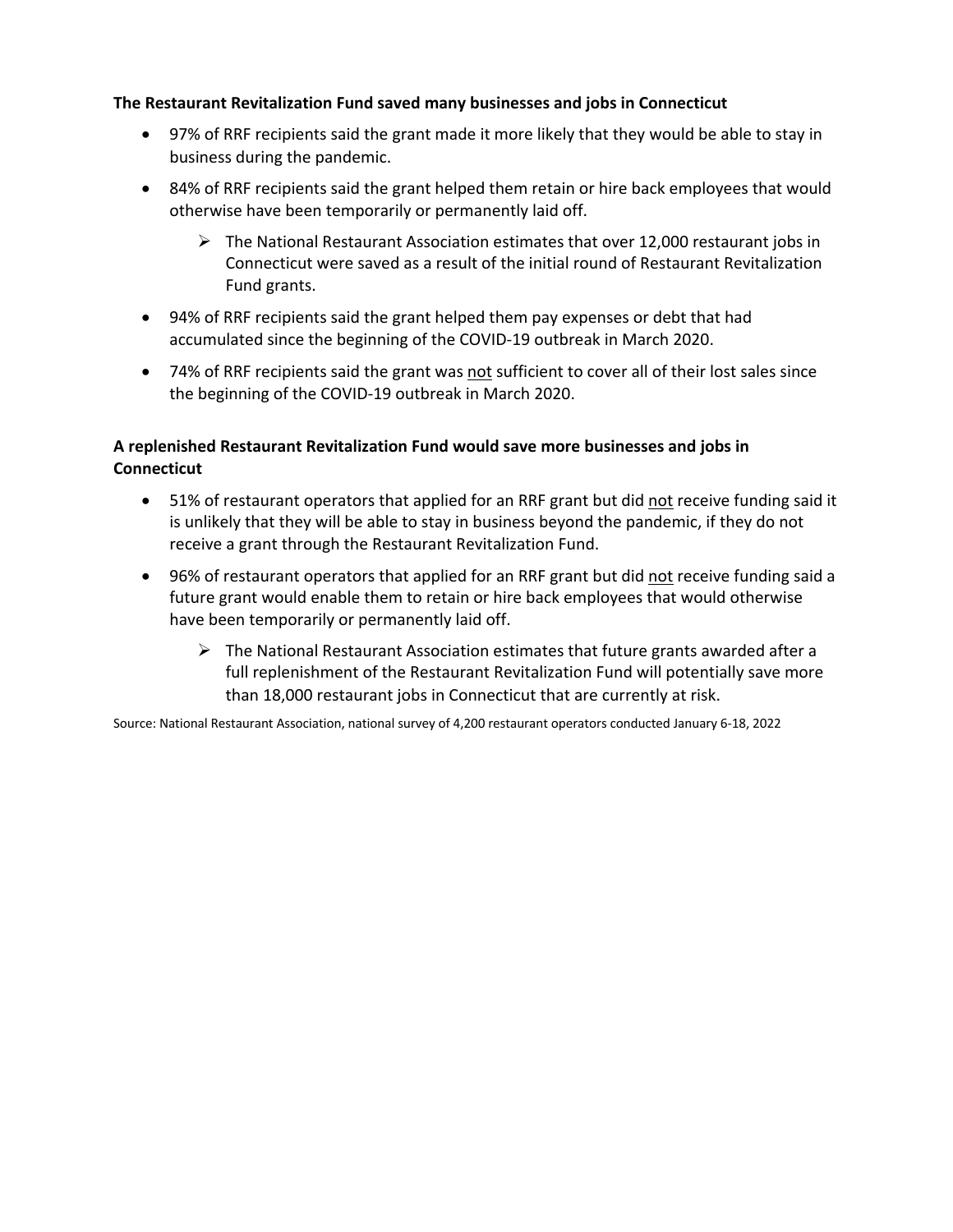**The Restaurant Revitalization Fund saved many businesses and jobs in Connecticut**

- 97% of RRF recipients said the grant made it more likely that they would be able to stay in business during the pandemic.
- 84% of RRF recipients said the grant helped them retain or hire back employees that would otherwise have been temporarily or permanently laid off.
  - The National Restaurant Association estimates that over 12,000 restaurant jobs in Connecticut were saved as a result of the initial round of Restaurant Revitalization Fund grants.
- 94% of RRF recipients said the grant helped them pay expenses or debt that had accumulated since the beginning of the COVID-19 outbreak in March 2020.
- 74% of RRF recipients said the grant was <u>not</u> sufficient to cover all of their lost sales since the beginning of the COVID-19 outbreak in March 2020.

**A replenished Restaurant Revitalization Fund would save more businesses and jobs in Connecticut**

- 51% of restaurant operators that applied for an RRF grant but did <u>not</u> receive funding said it is unlikely that they will be able to stay in business beyond the pandemic, if they do not receive a grant through the Restaurant Revitalization Fund.
- 96% of restaurant operators that applied for an RRF grant but did <u>not</u> receive funding said a future grant would enable them to retain or hire back employees that would otherwise have been temporarily or permanently laid off.
  - The National Restaurant Association estimates that future grants awarded after a full replenishment of the Restaurant Revitalization Fund will potentially save more than 18,000 restaurant jobs in Connecticut that are currently at risk.

Source: National Restaurant Association, national survey of 4,200 restaurant operators conducted January 6-18, 2022